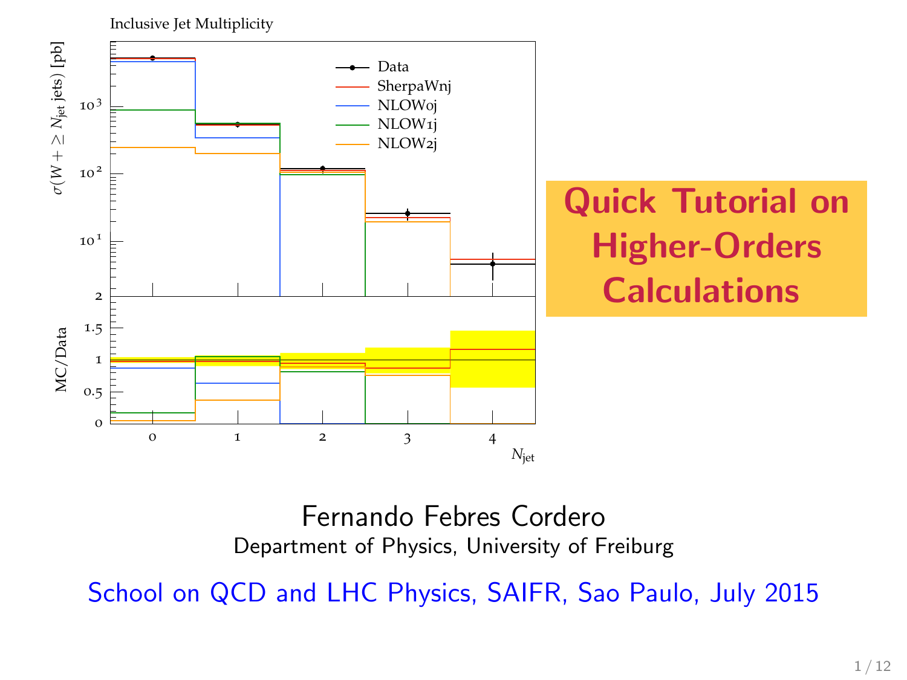# Quick Tutorial on Higher-Orders Calculations

Fernando Febres Cordero

Department of Physics, University of Freiburg

School on QCD and LHC Physics, SAIFR, Sao Paulo, July 2015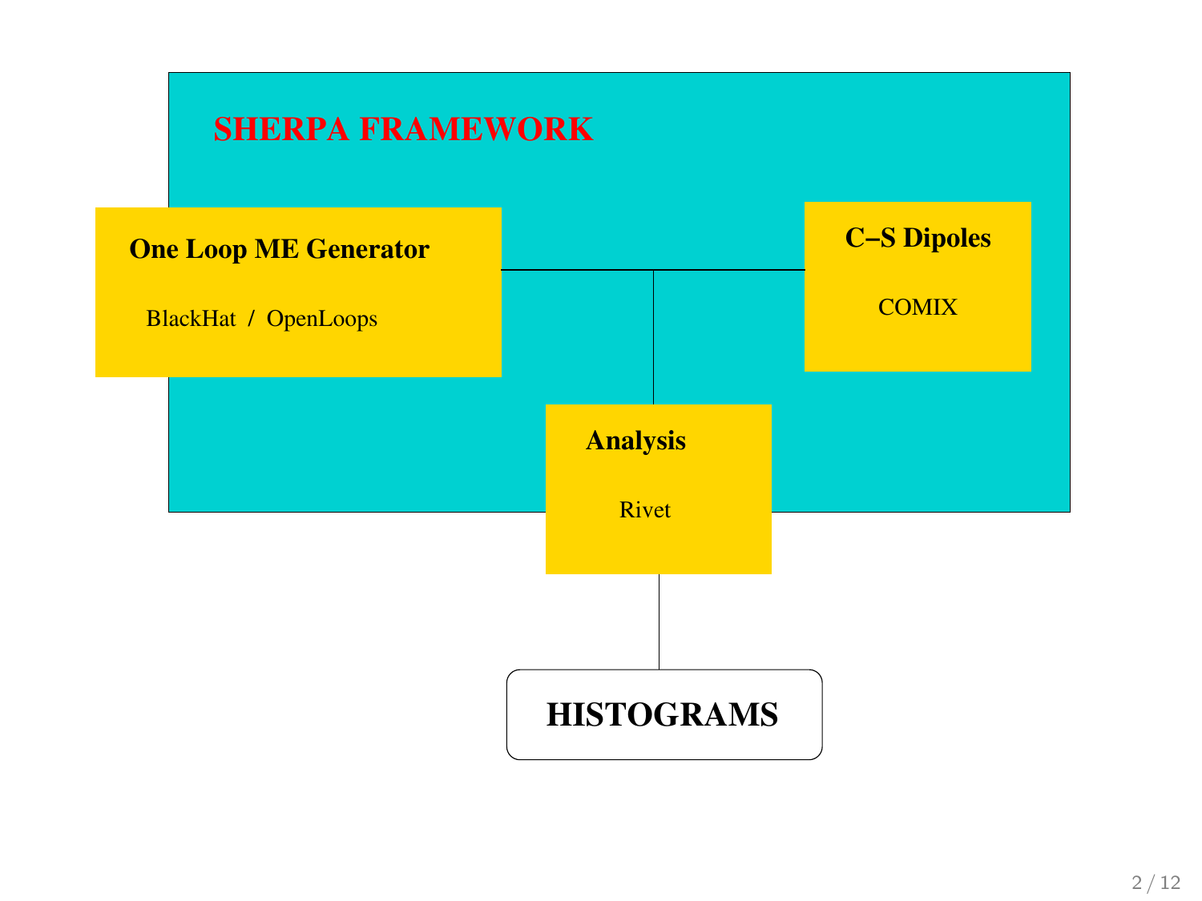**SHERPA FRAMEWORK**

**One Loop ME Generator**

BlackHat / OpenLoops

**C–S Dipoles**

COMIX

**Analysis**

Rivet

**HISTOGRAMS**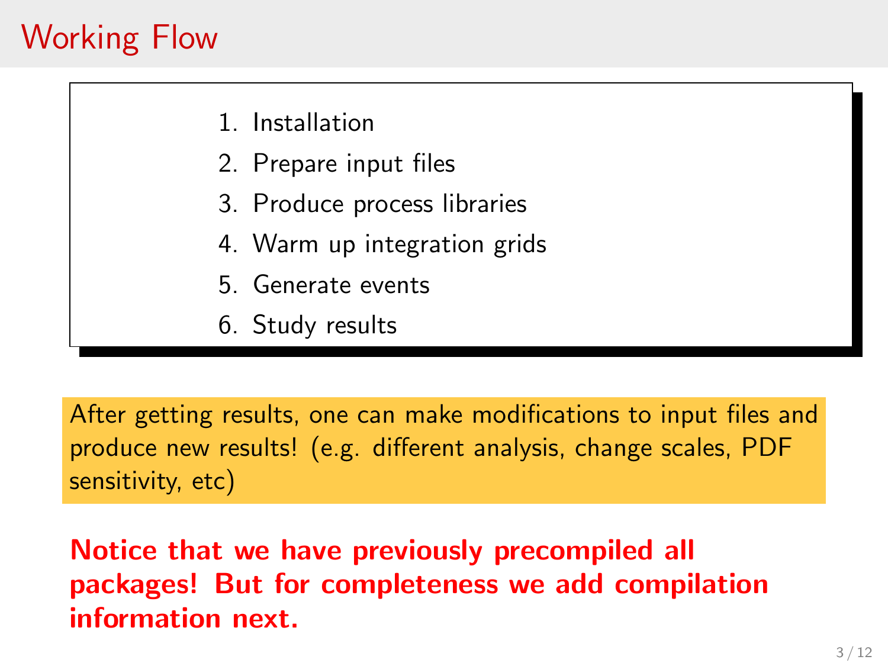# Working Flow

1. Installation
2. Prepare input files
3. Produce process libraries
4. Warm up integration grids
5. Generate events
6. Study results

After getting results, one can make modifications to input files and produce new results! (e.g. different analysis, change scales, PDF sensitivity, etc)

**Notice that we have previously precompiled all packages! But for completeness we add compilation information next.**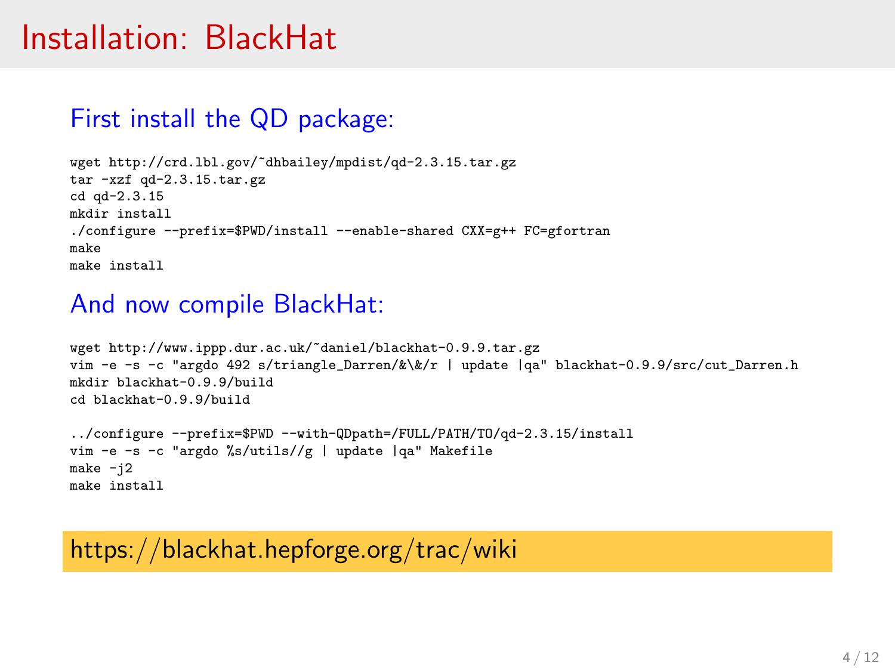# Installation: BlackHat

## First install the QD package:

```
wget http://crd.lbl.gov/~dhbailey/mpdist/qd-2.3.15.tar.gz
tar -xzf qd-2.3.15.tar.gz
cd qd-2.3.15
mkdir install
./configure --prefix=$PWD/install --enable-shared CXX=g++ FC=gfortran
make
make install
```

## And now compile BlackHat:

```
wget http://www.ippp.dur.ac.uk/~daniel/blackhat-0.9.9.tar.gz
vim -e -s -c "argdo 492 s/triangle_Darren/&\&/r | update |qa" blackhat-0.9.9/src/cut_Darren.h
mkdir blackhat-0.9.9/build
cd blackhat-0.9.9/build

../configure --prefix=$PWD --with-QDpath=/FULL/PATH/TO/qd-2.3.15/install
vim -e -s -c "argdo %s/utils//g | update |qa" Makefile
make -j2
make install
```

https://blackhat.hepforge.org/trac/wiki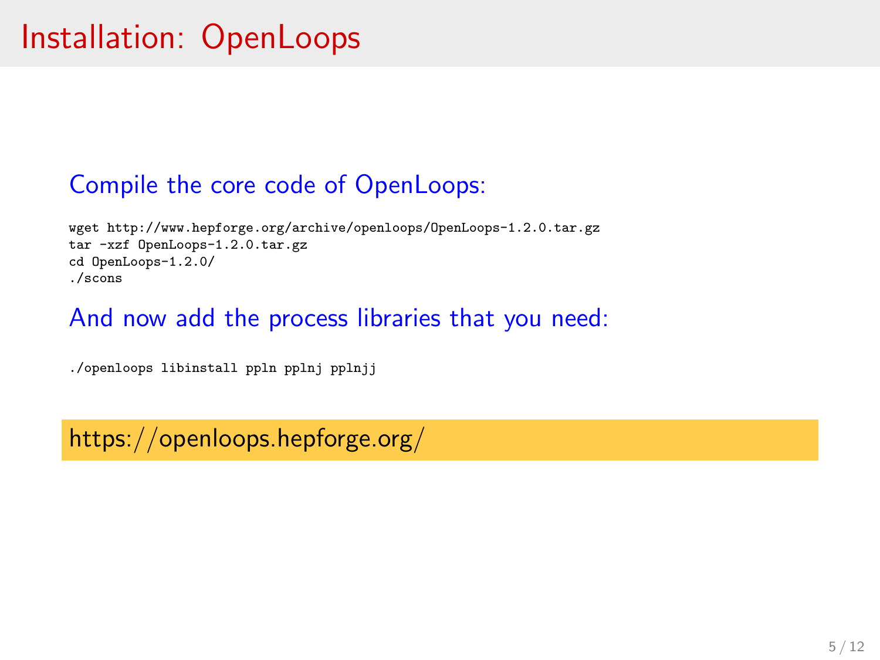# Installation: OpenLoops

Compile the core code of OpenLoops:

```
wget http://www.hepforge.org/archive/openloops/OpenLoops-1.2.0.tar.gz
tar -xzf OpenLoops-1.2.0.tar.gz
cd OpenLoops-1.2.0/
./scons
```

And now add the process libraries that you need:

```
./openloops libinstall ppln pplnj pplnjj
```

https://openloops.hepforge.org/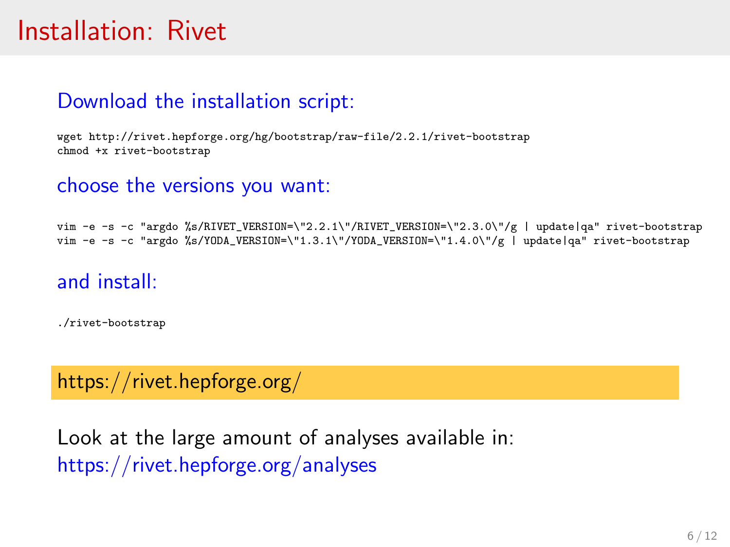# Installation: Rivet

### Download the installation script:

```
wget http://rivet.hepforge.org/hg/bootstrap/raw-file/2.2.1/rivet-bootstrap
chmod +x rivet-bootstrap
```

### choose the versions you want:

```
vim -e -s -c "argdo %s/RIVET_VERSION=\"2.2.1\"/RIVET_VERSION=\"2.3.0\"/g | update|qa" rivet-bootstrap
vim -e -s -c "argdo %s/YODA_VERSION=\"1.3.1\"/YODA_VERSION=\"1.4.0\"/g | update|qa" rivet-bootstrap
```

### and install:

```
./rivet-bootstrap
```

https://rivet.hepforge.org/

Look at the large amount of analyses available in:
https://rivet.hepforge.org/analyses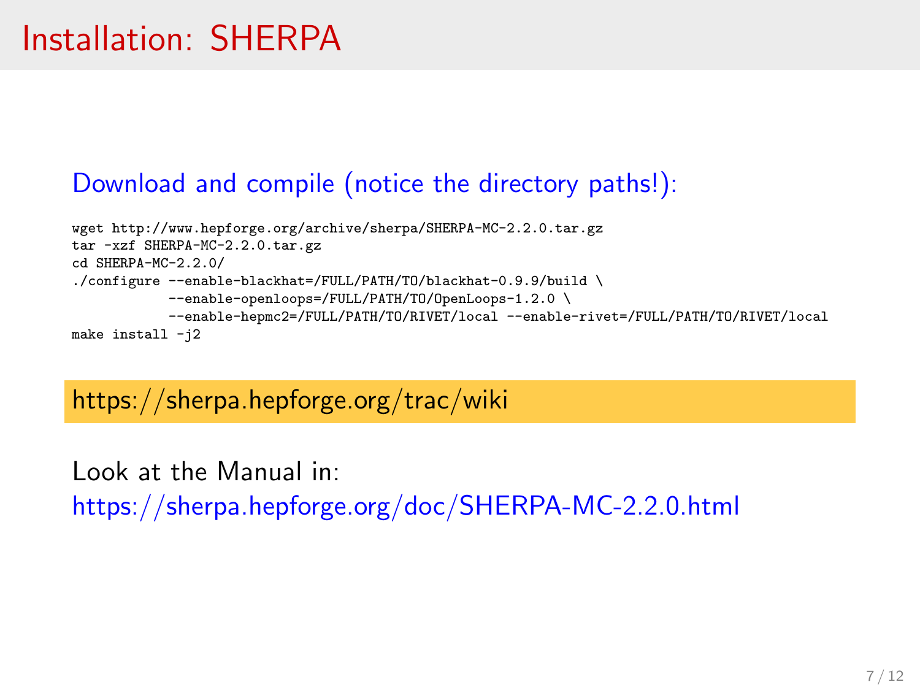# Installation: SHERPA

Download and compile (notice the directory paths!):

```
wget http://www.hepforge.org/archive/sherpa/SHERPA-MC-2.2.0.tar.gz
tar -xzf SHERPA-MC-2.2.0.tar.gz
cd SHERPA-MC-2.2.0/
./configure --enable-blackhat=/FULL/PATH/TO/blackhat-0.9.9/build \
            --enable-openloops=/FULL/PATH/TO/OpenLoops-1.2.0 \
            --enable-hepmc2=/FULL/PATH/TO/RIVET/local --enable-rivet=/FULL/PATH/TO/RIVET/local
make install -j2
```

https://sherpa.hepforge.org/trac/wiki

Look at the Manual in:
https://sherpa.hepforge.org/doc/SHERPA-MC-2.2.0.html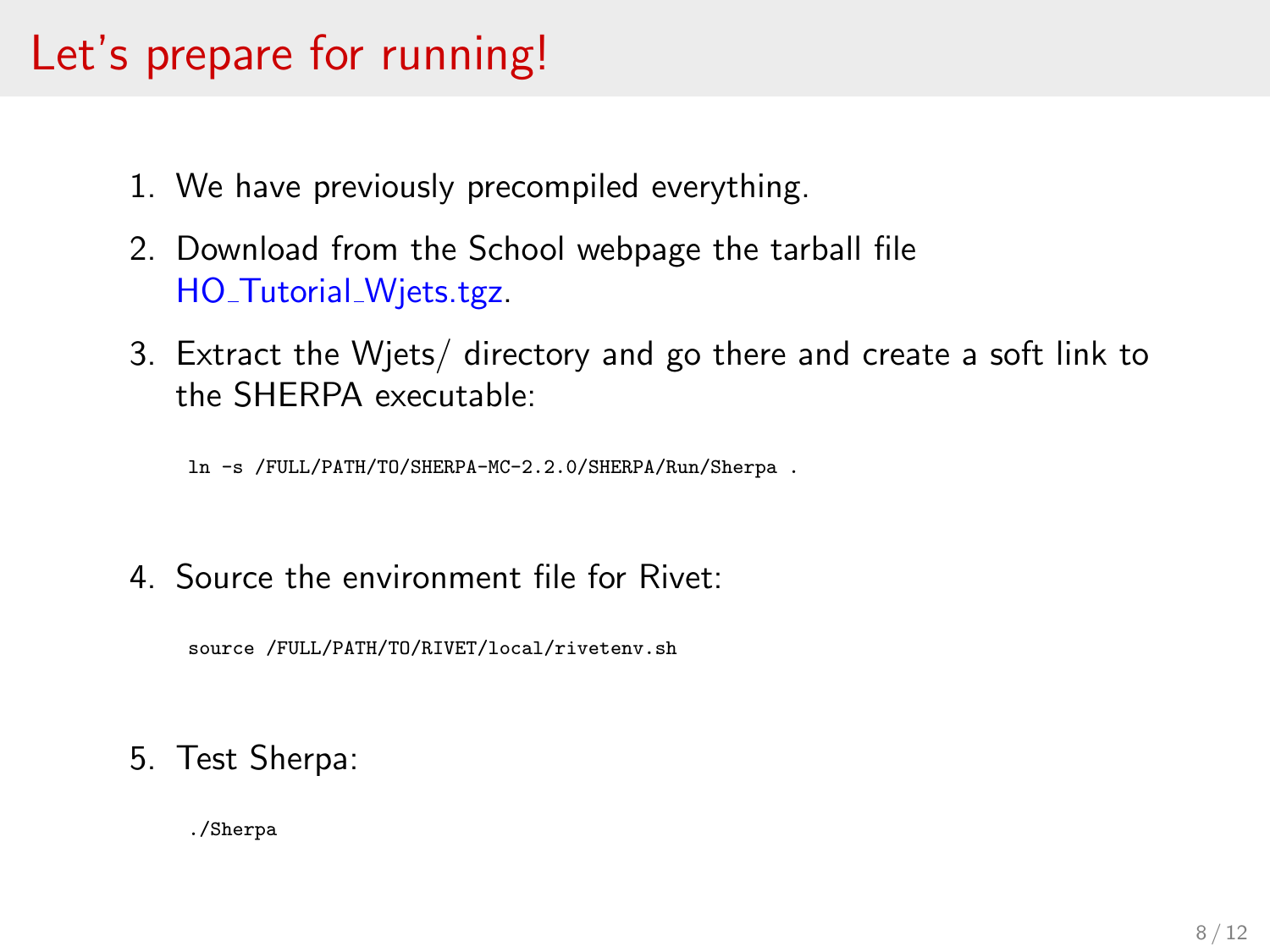# Let's prepare for running!

1. We have previously precompiled everything.
2. Download from the School webpage the tarball file HO_Tutorial_Wjets.tgz.
3. Extract the Wjets/ directory and go there and create a soft link to the SHERPA executable:

   ```
   ln -s /FULL/PATH/TO/SHERPA-MC-2.2.0/SHERPA/Run/Sherpa .
   ```

4. Source the environment file for Rivet:

   ```
   source /FULL/PATH/TO/RIVET/local/rivetenv.sh
   ```

5. Test Sherpa:

   ```
   ./Sherpa
   ```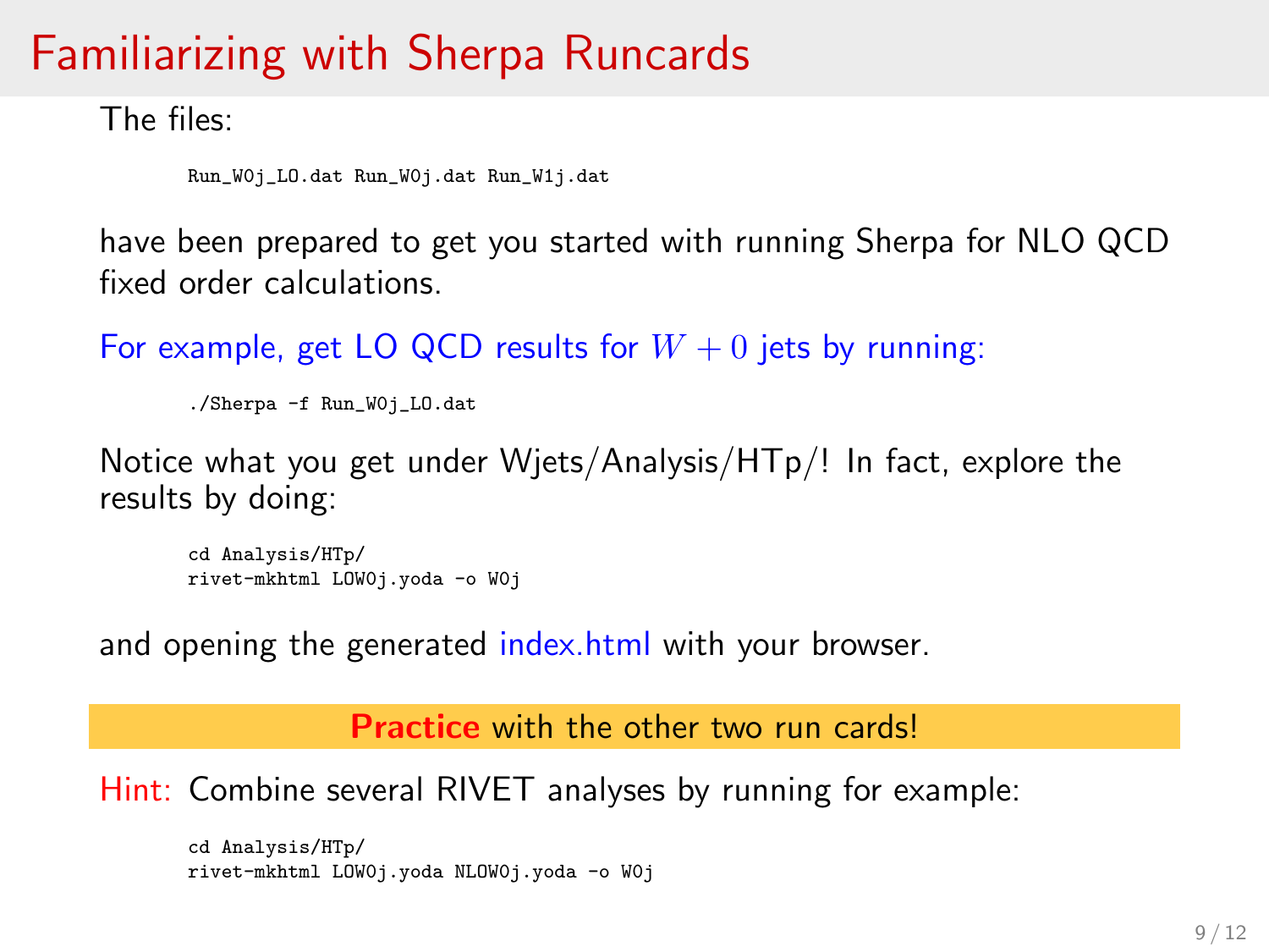# Familiarizing with Sherpa Runcards

The files:

```
Run_W0j_LO.dat Run_W0j.dat Run_W1j.dat
```

have been prepared to get you started with running Sherpa for NLO QCD fixed order calculations.

For example, get LO QCD results for $W + 0$ jets by running:

```
./Sherpa -f Run_W0j_LO.dat
```

Notice what you get under Wjets/Analysis/HTp/! In fact, explore the results by doing:

```
cd Analysis/HTp/
rivet-mkhtml LOW0j.yoda -o W0j
```

and opening the generated index.html with your browser.

**Practice** with the other two run cards!

Hint: Combine several RIVET analyses by running for example:

```
cd Analysis/HTp/
rivet-mkhtml LOW0j.yoda NLOW0j.yoda -o W0j
```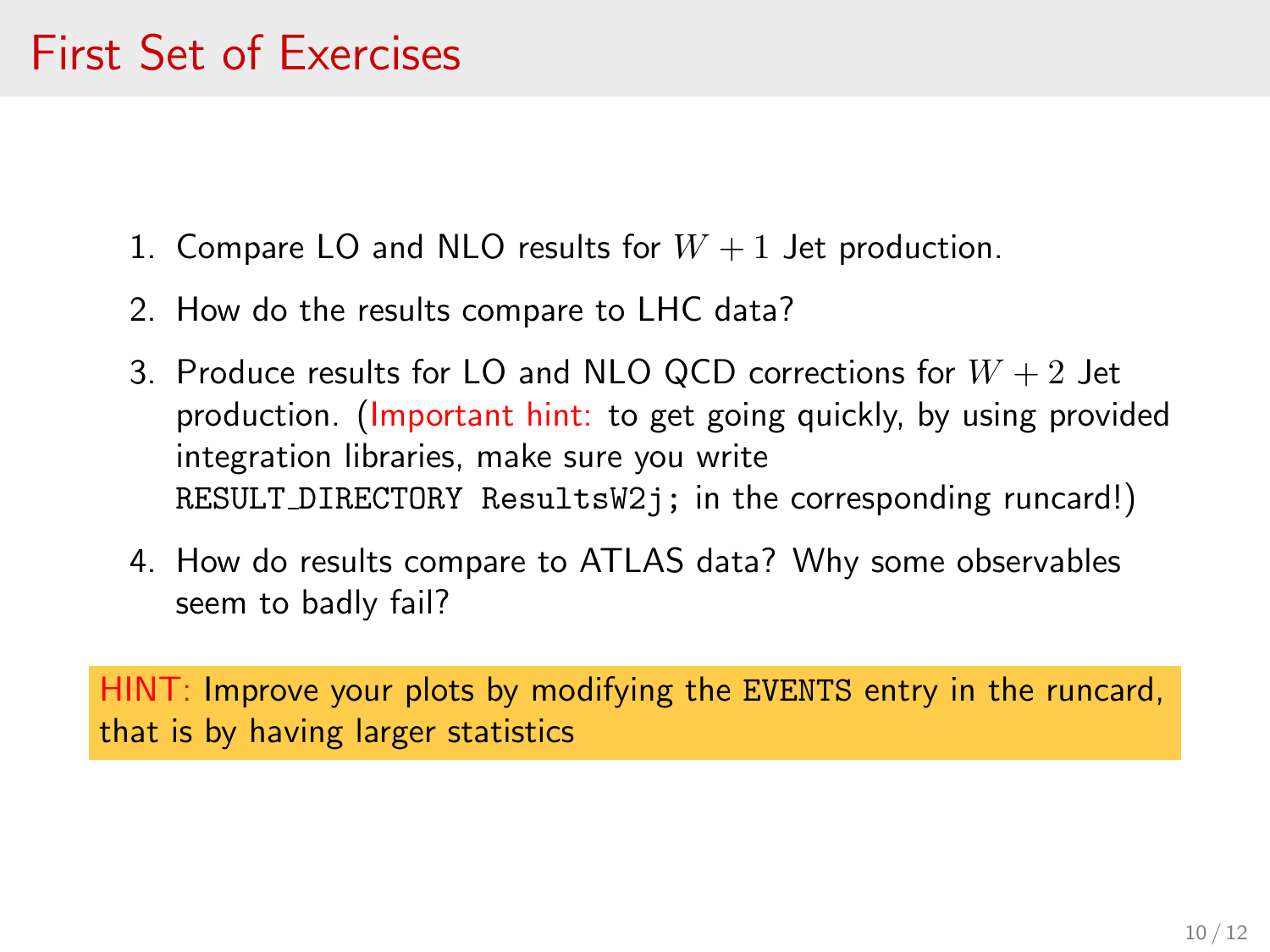# First Set of Exercises

1. Compare LO and NLO results for $W + 1$ Jet production.
2. How do the results compare to LHC data?
3. Produce results for LO and NLO QCD corrections for $W + 2$ Jet production. (Important hint: to get going quickly, by using provided integration libraries, make sure you write `RESULT_DIRECTORY ResultsW2j;` in the corresponding runcard!)
4. How do results compare to ATLAS data? Why some observables seem to badly fail?

HINT: Improve your plots by modifying the `EVENTS` entry in the runcard, that is by having larger statistics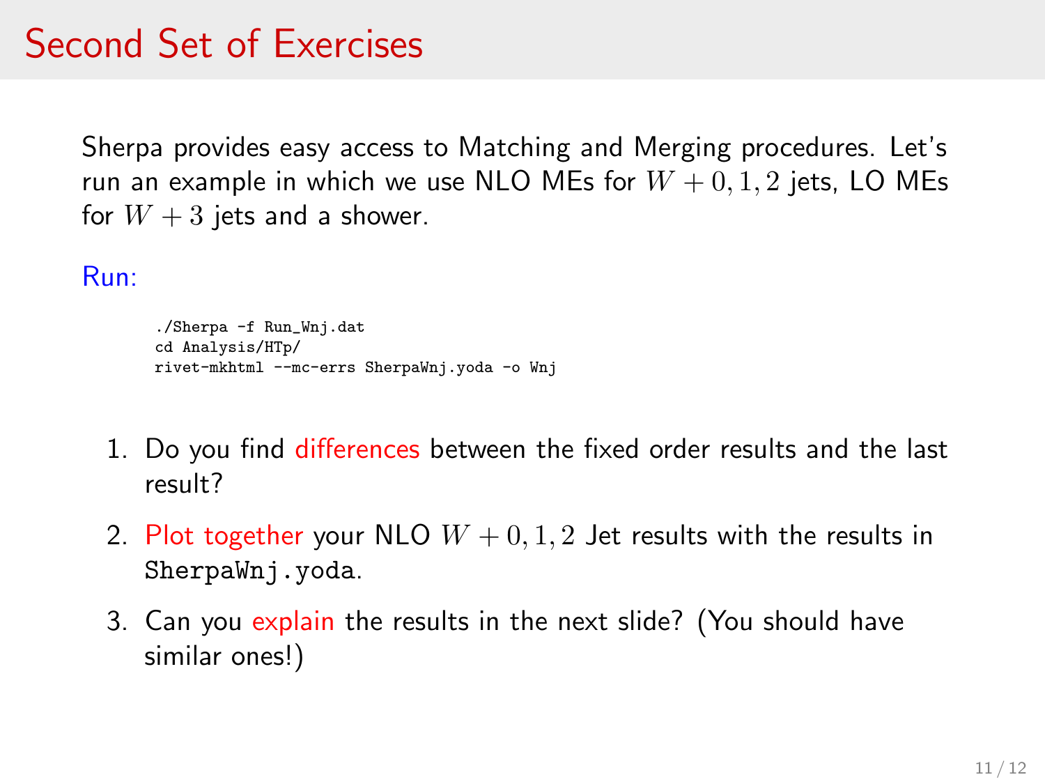# Second Set of Exercises

Sherpa provides easy access to Matching and Merging procedures. Let's run an example in which we use NLO MEs for $W + 0, 1, 2$ jets, LO MEs for $W + 3$ jets and a shower.

Run:

```
./Sherpa -f Run_Wnj.dat
cd Analysis/HTp/
rivet-mkhtml --mc-errs SherpaWnj.yoda -o Wnj
```

1. Do you find differences between the fixed order results and the last result?
2. Plot together your NLO $W + 0, 1, 2$ Jet results with the results in `SherpaWnj.yoda`.
3. Can you explain the results in the next slide? (You should have similar ones!)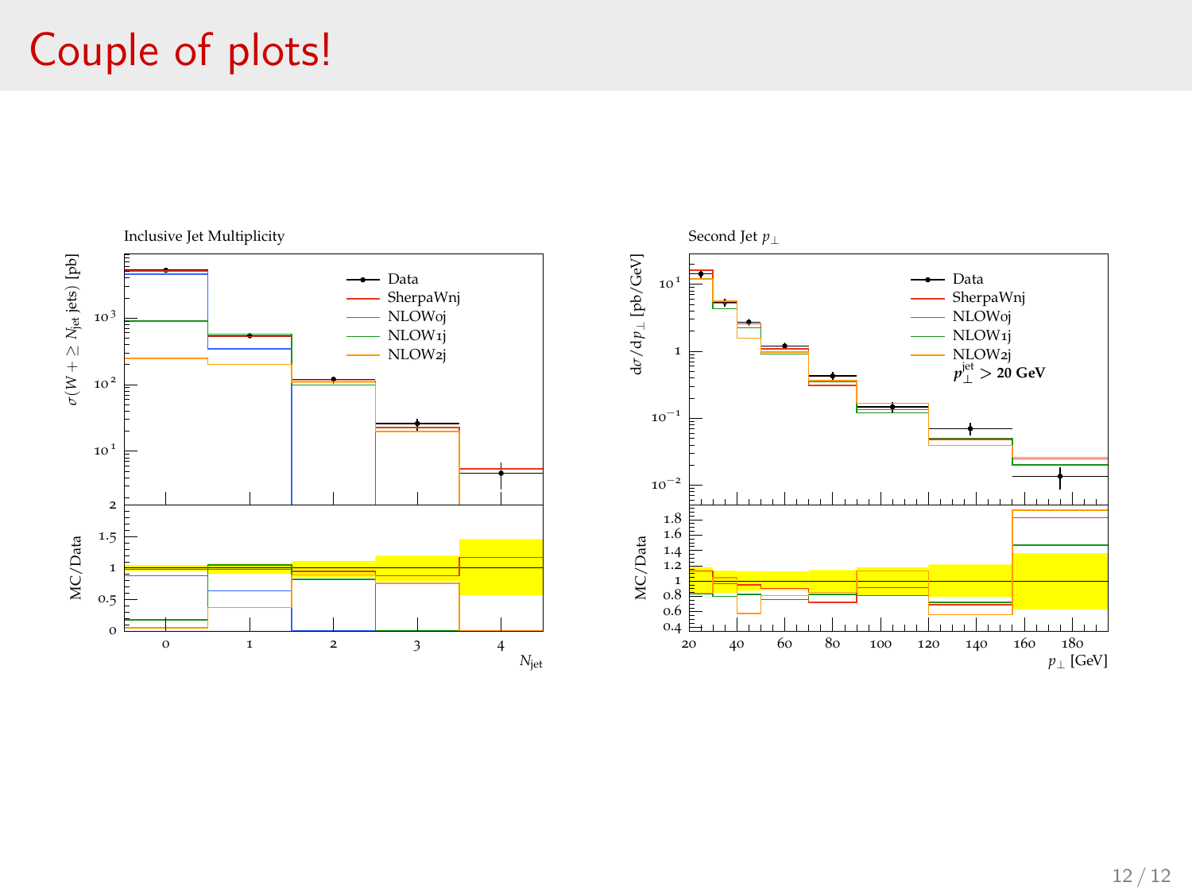# Couple of plots!

Inclusive Jet Multiplicity

$\sigma(W + \geq N_{\text{jet}}$ jets) [pb]

$10^3$

$10^2$

$10^1$

Data

SherpaWnj

NLOW0j

NLOW1j

NLOW2j

MC/Data

2

1.5

1

0.5

0

0 1 2 3 4

$N_{\text{jet}}$

Second Jet $p_\perp$

$d\sigma/dp_\perp$ [pb/GeV]

$10^1$

1

$10^{-1}$

$10^{-2}$

Data

SherpaWnj

NLOW0j

NLOW1j

NLOW2j

$p_\perp^{\text{jet}} > 20$ GeV

MC/Data

1.8

1.6

1.4

1.2

1

0.8

0.6

0.4

20 40 60 80 100 120 140 160 180

$p_\perp$ [GeV]